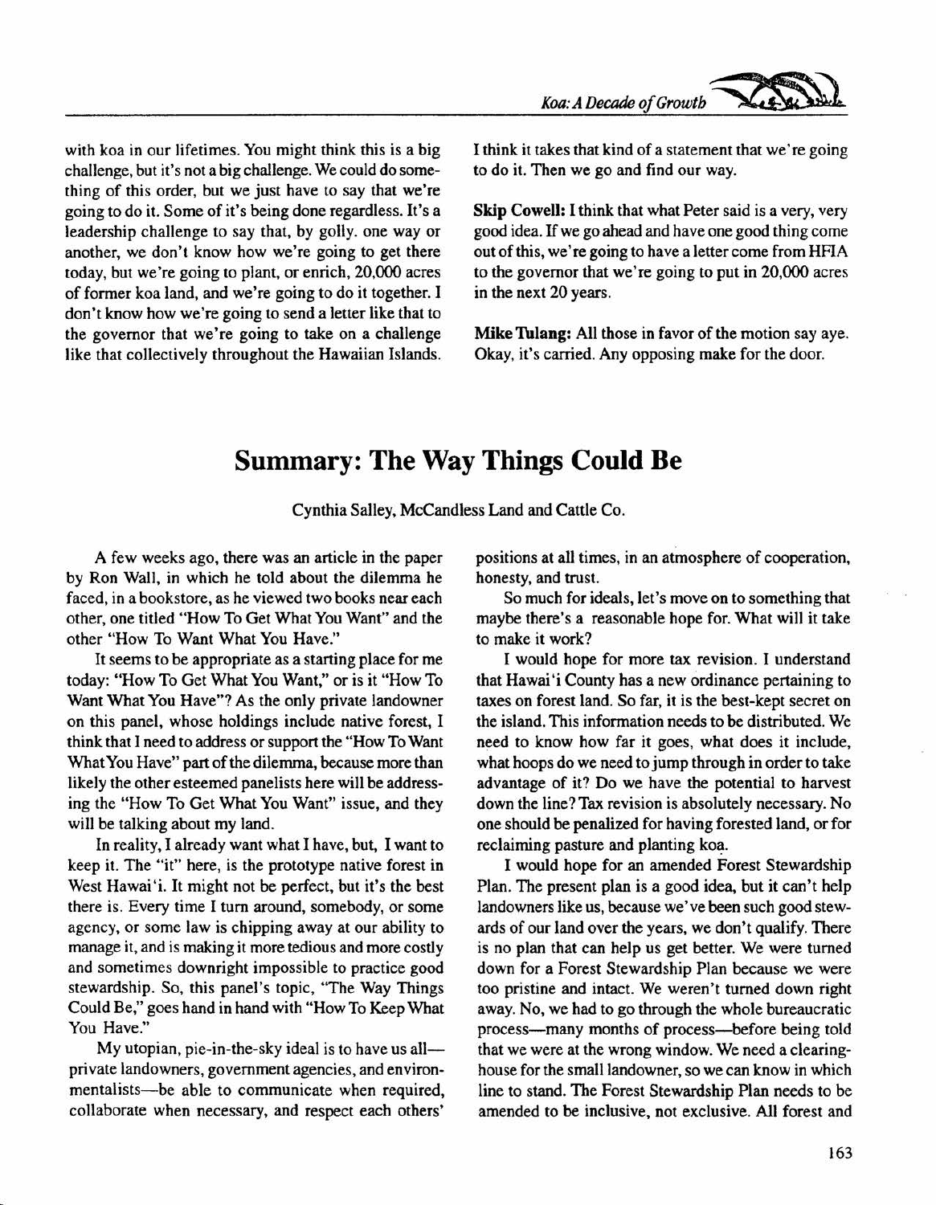with koa in our lifetimes. You might think this is a big challenge, but it's not a big challenge. We could do something of this order, but we just have to say that we're going to do it. Some of it's being done regardless. It's a leadership challenge to say that, by golly. one way or another, we don't know how we're going to get there today, but we're going to plant, or enrich, 20,000 acres of former koa land, and we're going to do it together. I don't know how we're going to send a letter like that to the governor that we're going to take on a challenge like that collectively throughout the Hawaiian Islands. I think it takes that kind of a statement that we're going to do it. Then we go and find our way.

**Skip Cowell:** I think that what Peter said is a very, very good idea. If we go ahead and have one good thing come out of this, we're going to have a letter come from HFIA to the governor that we're going to put in 20,000 acres in the next 20 years.

**Mike Tulang:** All those in favor of the motion say aye. Okay, it's carried. Any opposing make for the door.

# Summary: The Way Things Could Be

Cynthia Salley, McCandless Land and Cattle Co.

A few weeks ago, there was an article in the paper by Ron Wall, in which he told about the dilemma he faced, in a bookstore, as he viewed two books near each other, one titled "How To Get What You Want" and the other "How To Want What You Have."

It seems to be appropriate as a starting place for me today: "How To Get What You Want," or is it "How To Want What You Have"? As the only private landowner on this panel, whose holdings include native forest, I think that I need to address or support the "How To Want What You Have" part of the dilemma, because more than likely the other esteemed panelists here will be addressing the "How To Get What You Want" issue, and they will be talking about my land.

In reality, I already want what I have, but, I want to keep it. The "it" here, is the prototype native forest in West Hawai'i. It might not be perfect, but it's the best there is. Every time I turn around, somebody, or some agency, or some law is chipping away at our ability to manage it, and is making it more tedious and more costly and sometimes downright impossible to practice good stewardship. So, this panel's topic, "The Way Things Could Be," goes hand in hand with "How To Keep What You Have."

My utopian, pie-in-the-sky ideal is to have us all—private landowners, government agencies, and environmentalists—be able to communicate when required, collaborate when necessary, and respect each others' positions at all times, in an atmosphere of cooperation, honesty, and trust.

So much for ideals, let's move on to something that maybe there's a reasonable hope for. What will it take to make it work?

I would hope for more tax revision. I understand that Hawai'i County has a new ordinance pertaining to taxes on forest land. So far, it is the best-kept secret on the island. This information needs to be distributed. We need to know how far it goes, what does it include, what hoops do we need to jump through in order to take advantage of it? Do we have the potential to harvest down the line? Tax revision is absolutely necessary. No one should be penalized for having forested land, or for reclaiming pasture and planting koa.

I would hope for an amended Forest Stewardship Plan. The present plan is a good idea, but it can't help landowners like us, because we've been such good stewards of our land over the years, we don't qualify. There is no plan that can help us get better. We were turned down for a Forest Stewardship Plan because we were too pristine and intact. We weren't turned down right away. No, we had to go through the whole bureaucratic process—many months of process—before being told that we were at the wrong window. We need a clearinghouse for the small landowner, so we can know in which line to stand. The Forest Stewardship Plan needs to be amended to be inclusive, not exclusive. All forest and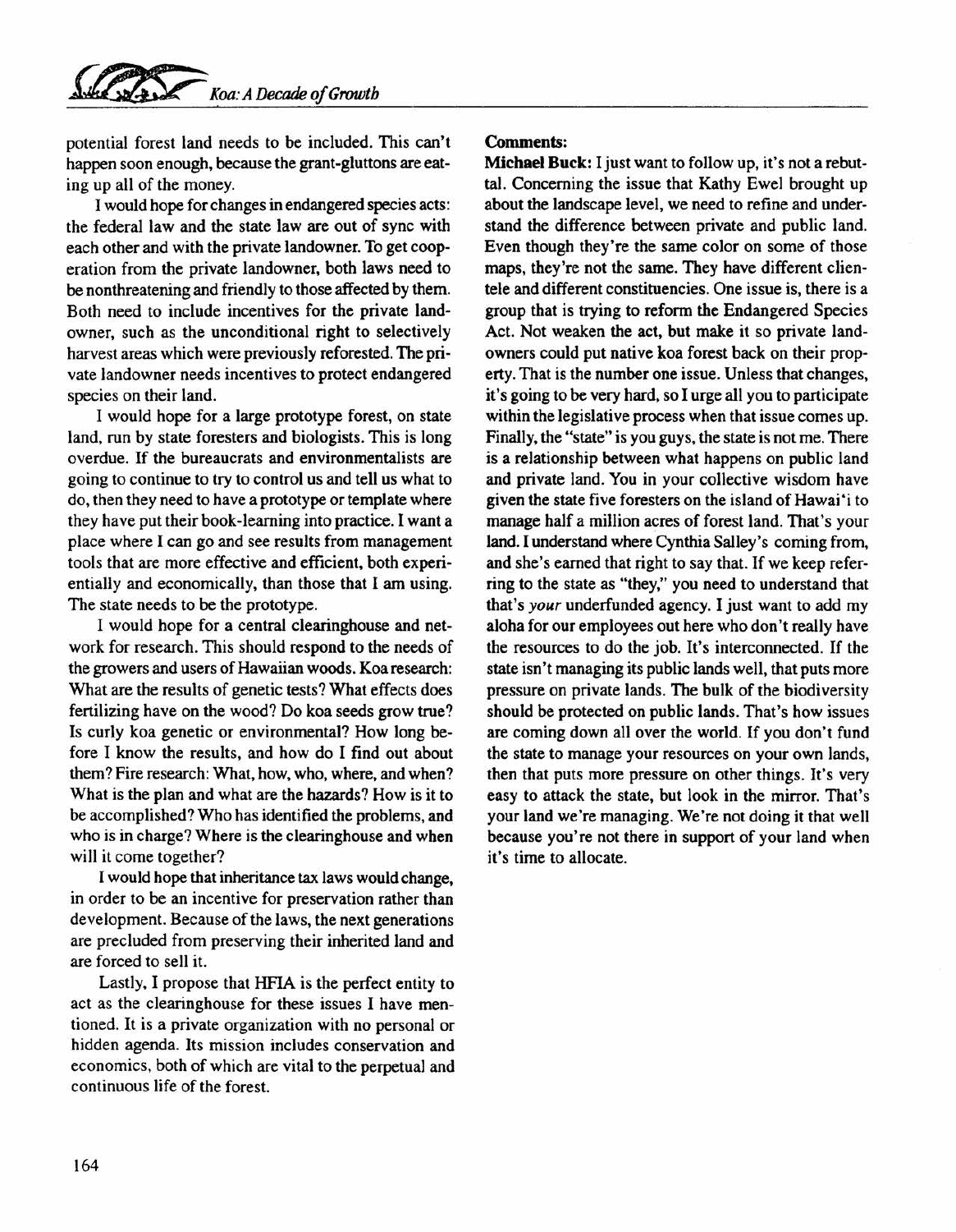potential forest land needs to be included. This can't happen soon enough, because the grant-gluttons are eating up all of the money.

I would hope for changes in endangered species acts: the federal law and the state law are out of sync with each other and with the private landowner. To get cooperation from the private landowner, both laws need to be nonthreatening and friendly to those affected by them. Both need to include incentives for the private landowner, such as the unconditional right to selectively harvest areas which were previously reforested. The private landowner needs incentives to protect endangered species on their land.

I would hope for a large prototype forest, on state land, run by state foresters and biologists. This is long overdue. If the bureaucrats and environmentalists are going to continue to try to control us and tell us what to do, then they need to have a prototype or template where they have put their book-learning into practice. I want a place where I can go and see results from management tools that are more effective and efficient, both experientially and economically, than those that I am using. The state needs to be the prototype.

I would hope for a central clearinghouse and network for research. This should respond to the needs of the growers and users of Hawaiian woods. Koa research: What are the results of genetic tests? What effects does fertilizing have on the wood? Do koa seeds grow true? Is curly koa genetic or environmental? How long before I know the results, and how do I find out about them? Fire research: What, how, who, where, and when? What is the plan and what are the hazards? How is it to be accomplished? Who has identified the problems, and who is in charge? Where is the clearinghouse and when will it come together?

I would hope that inheritance tax laws would change, in order to be an incentive for preservation rather than development. Because of the laws, the next generations are precluded from preserving their inherited land and are forced to sell it.

Lastly, I propose that HFIA is the perfect entity to act as the clearinghouse for these issues I have mentioned. It is a private organization with no personal or hidden agenda. Its mission includes conservation and economics, both of which are vital to the perpetual and continuous life of the forest.

**Comments:**

**Michael Buck:** I just want to follow up, it's not a rebuttal. Concerning the issue that Kathy Ewel brought up about the landscape level, we need to refine and understand the difference between private and public land. Even though they're the same color on some of those maps, they're not the same. They have different clientele and different constituencies. One issue is, there is a group that is trying to reform the Endangered Species Act. Not weaken the act, but make it so private landowners could put native koa forest back on their property. That is the number one issue. Unless that changes, it's going to be very hard, so I urge all you to participate within the legislative process when that issue comes up. Finally, the "state" is you guys, the state is not me. There is a relationship between what happens on public land and private land. You in your collective wisdom have given the state five foresters on the island of Hawai'i to manage half a million acres of forest land. That's your land. I understand where Cynthia Salley's coming from, and she's earned that right to say that. If we keep referring to the state as "they," you need to understand that that's *your* underfunded agency. I just want to add my aloha for our employees out here who don't really have the resources to do the job. It's interconnected. If the state isn't managing its public lands well, that puts more pressure on private lands. The bulk of the biodiversity should be protected on public lands. That's how issues are coming down all over the world. If you don't fund the state to manage your resources on your own lands, then that puts more pressure on other things. It's very easy to attack the state, but look in the mirror. That's your land we're managing. We're not doing it that well because you're not there in support of your land when it's time to allocate.